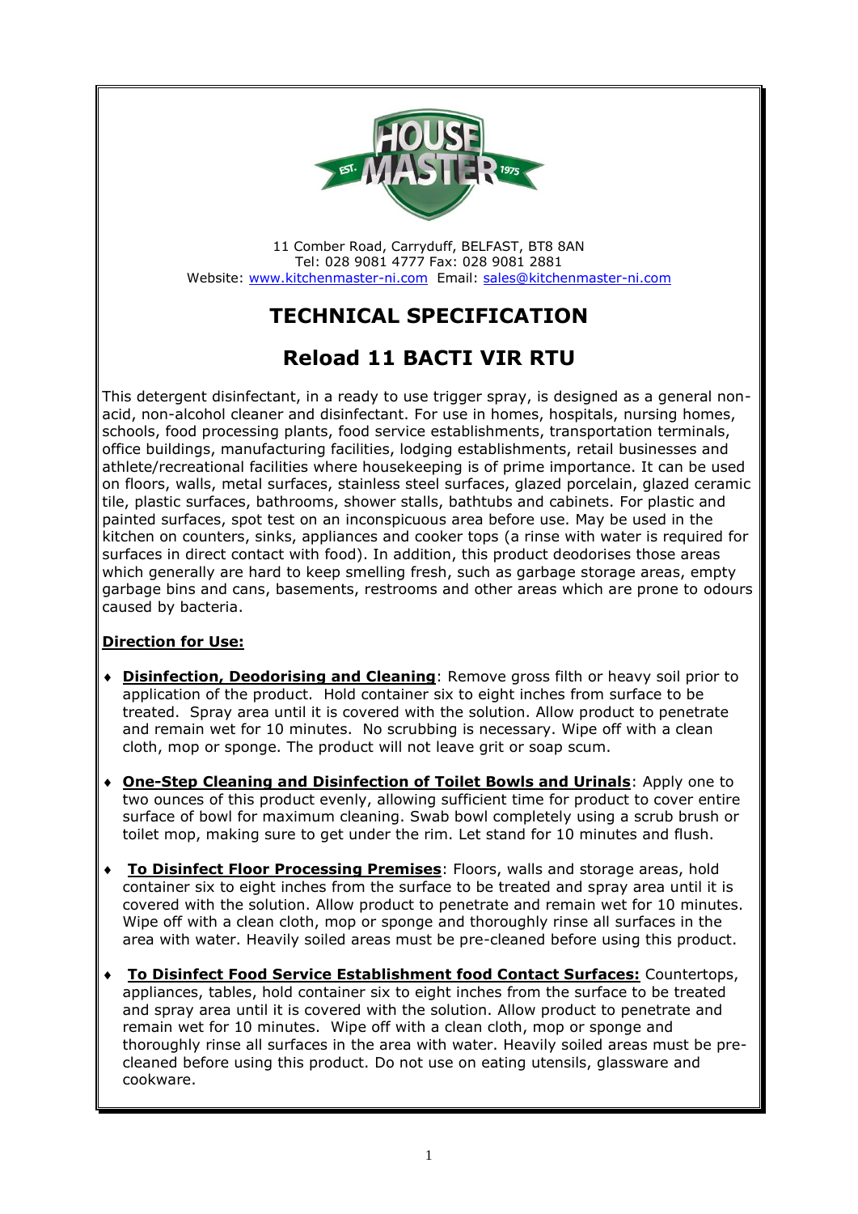11 Comber Road, Carryduff, BELFAST, BT8 8AN
Tel: 028 9081 4777 Fax: 028 9081 2881
Website: www.kitchenmaster-ni.com Email: sales@kitchenmaster-ni.com

# TECHNICAL SPECIFICATION

# Reload 11 BACTI VIR RTU

This detergent disinfectant, in a ready to use trigger spray, is designed as a general non-acid, non-alcohol cleaner and disinfectant. For use in homes, hospitals, nursing homes, schools, food processing plants, food service establishments, transportation terminals, office buildings, manufacturing facilities, lodging establishments, retail businesses and athlete/recreational facilities where housekeeping is of prime importance. It can be used on floors, walls, metal surfaces, stainless steel surfaces, glazed porcelain, glazed ceramic tile, plastic surfaces, bathrooms, shower stalls, bathtubs and cabinets. For plastic and painted surfaces, spot test on an inconspicuous area before use. May be used in the kitchen on counters, sinks, appliances and cooker tops (a rinse with water is required for surfaces in direct contact with food). In addition, this product deodorises those areas which generally are hard to keep smelling fresh, such as garbage storage areas, empty garbage bins and cans, basements, restrooms and other areas which are prone to odours caused by bacteria.

**Direction for Use:**

- **Disinfection, Deodorising and Cleaning**: Remove gross filth or heavy soil prior to application of the product. Hold container six to eight inches from surface to be treated. Spray area until it is covered with the solution. Allow product to penetrate and remain wet for 10 minutes. No scrubbing is necessary. Wipe off with a clean cloth, mop or sponge. The product will not leave grit or soap scum.

- **One-Step Cleaning and Disinfection of Toilet Bowls and Urinals**: Apply one to two ounces of this product evenly, allowing sufficient time for product to cover entire surface of bowl for maximum cleaning. Swab bowl completely using a scrub brush or toilet mop, making sure to get under the rim. Let stand for 10 minutes and flush.

- **To Disinfect Floor Processing Premises**: Floors, walls and storage areas, hold container six to eight inches from the surface to be treated and spray area until it is covered with the solution. Allow product to penetrate and remain wet for 10 minutes. Wipe off with a clean cloth, mop or sponge and thoroughly rinse all surfaces in the area with water. Heavily soiled areas must be pre-cleaned before using this product.

- **To Disinfect Food Service Establishment food Contact Surfaces:** Countertops, appliances, tables, hold container six to eight inches from the surface to be treated and spray area until it is covered with the solution. Allow product to penetrate and remain wet for 10 minutes. Wipe off with a clean cloth, mop or sponge and thoroughly rinse all surfaces in the area with water. Heavily soiled areas must be pre-cleaned before using this product. Do not use on eating utensils, glassware and cookware.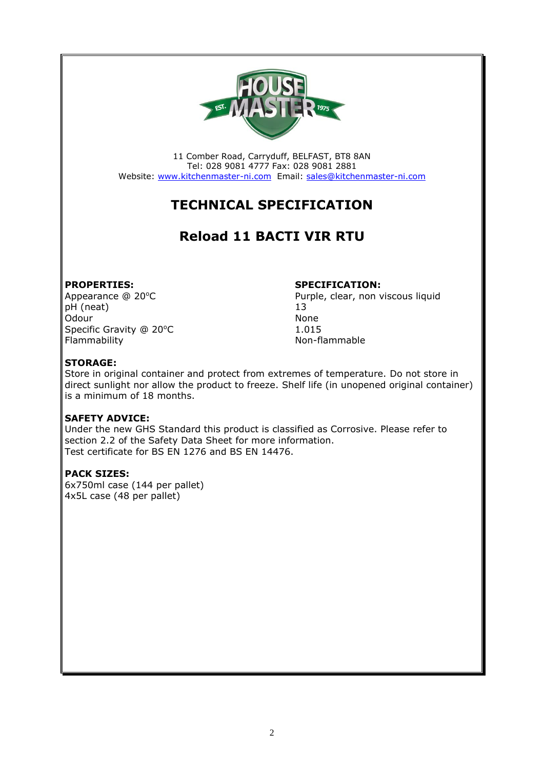11 Comber Road, Carryduff, BELFAST, BT8 8AN
Tel: 028 9081 4777 Fax: 028 9081 2881
Website: www.kitchenmaster-ni.com Email: sales@kitchenmaster-ni.com

# TECHNICAL SPECIFICATION

## Reload 11 BACTI VIR RTU

| PROPERTIES: | SPECIFICATION: |
|---|---|
| Appearance @ 20°C | Purple, clear, non viscous liquid |
| pH (neat) | 13 |
| Odour | None |
| Specific Gravity @ 20°C | 1.015 |
| Flammability | Non-flammable |

**STORAGE:**
Store in original container and protect from extremes of temperature. Do not store in direct sunlight nor allow the product to freeze. Shelf life (in unopened original container) is a minimum of 18 months.

**SAFETY ADVICE:**
Under the new GHS Standard this product is classified as Corrosive. Please refer to section 2.2 of the Safety Data Sheet for more information.
Test certificate for BS EN 1276 and BS EN 14476.

**PACK SIZES:**
6x750ml case (144 per pallet)
4x5L case (48 per pallet)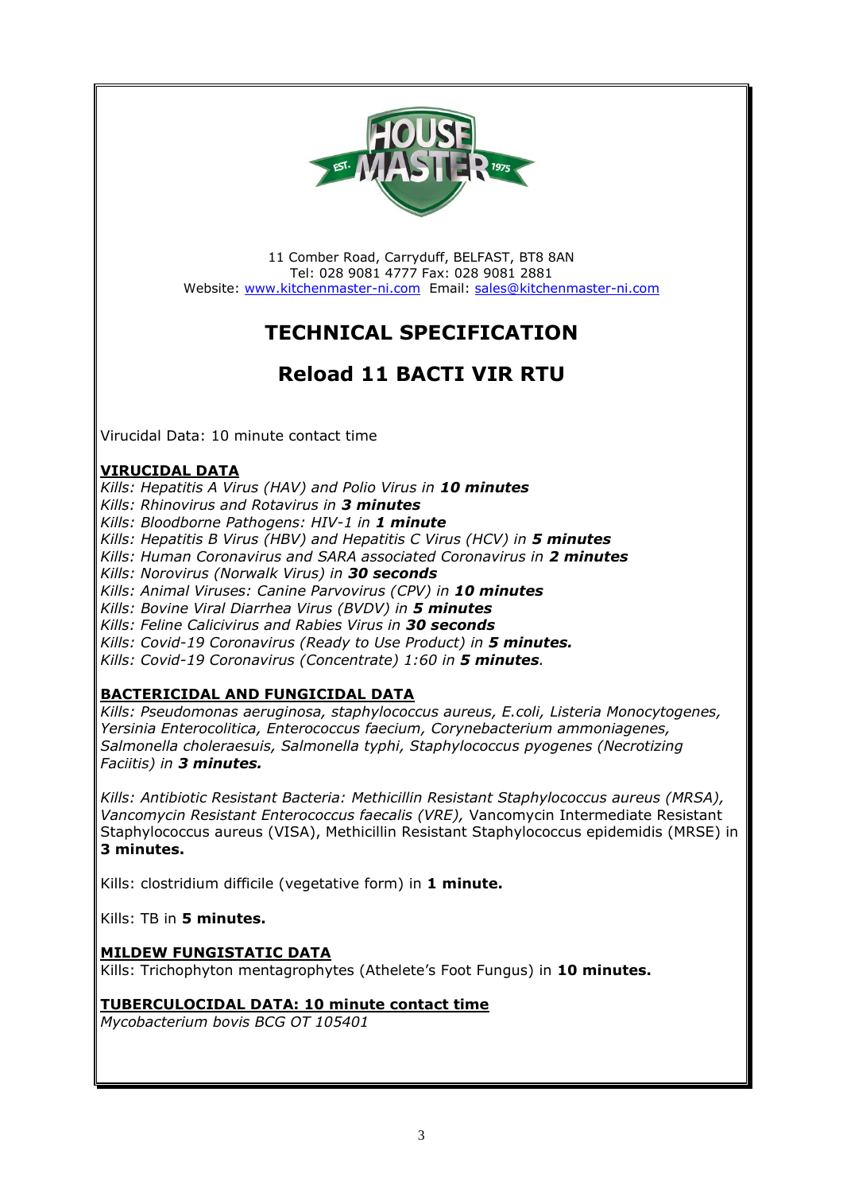11 Comber Road, Carryduff, BELFAST, BT8 8AN
Tel: 028 9081 4777 Fax: 028 9081 2881
Website: www.kitchenmaster-ni.com Email: sales@kitchenmaster-ni.com

# TECHNICAL SPECIFICATION

# Reload 11 BACTI VIR RTU

Virucidal Data: 10 minute contact time

**VIRUCIDAL DATA**

*Kills: Hepatitis A Virus (HAV) and Polio Virus in **10 minutes***
*Kills: Rhinovirus and Rotavirus in **3 minutes***
*Kills: Bloodborne Pathogens: HIV-1 in **1 minute***
*Kills: Hepatitis B Virus (HBV) and Hepatitis C Virus (HCV) in **5 minutes***
*Kills: Human Coronavirus and SARA associated Coronavirus in **2 minutes***
*Kills: Norovirus (Norwalk Virus) in **30 seconds***
*Kills: Animal Viruses: Canine Parvovirus (CPV) in **10 minutes***
*Kills: Bovine Viral Diarrhea Virus (BVDV) in **5 minutes***
*Kills: Feline Calicivirus and Rabies Virus in **30 seconds***
*Kills: Covid-19 Coronavirus (Ready to Use Product) in **5 minutes.***
*Kills: Covid-19 Coronavirus (Concentrate) 1:60 in **5 minutes**.*

**BACTERICIDAL AND FUNGICIDAL DATA**

*Kills: Pseudomonas aeruginosa, staphylococcus aureus, E.coli, Listeria Monocytogenes, Yersinia Enterocolitica, Enterococcus faecium, Corynebacterium ammoniagenes, Salmonella choleraesuis, Salmonella typhi, Staphylococcus pyogenes (Necrotizing Faciitis) in **3 minutes.***

*Kills: Antibiotic Resistant Bacteria: Methicillin Resistant Staphylococcus aureus (MRSA), Vancomycin Resistant Enterococcus faecalis (VRE),* Vancomycin Intermediate Resistant Staphylococcus aureus (VISA), Methicillin Resistant Staphylococcus epidemidis (MRSE) in **3 minutes.**

Kills: clostridium difficile (vegetative form) in **1 minute.**

Kills: TB in **5 minutes.**

**MILDEW FUNGISTATIC DATA**

Kills: Trichophyton mentagrophytes (Athelete's Foot Fungus) in **10 minutes.**

**TUBERCULOCIDAL DATA: 10 minute contact time**

*Mycobacterium bovis BCG OT 105401*